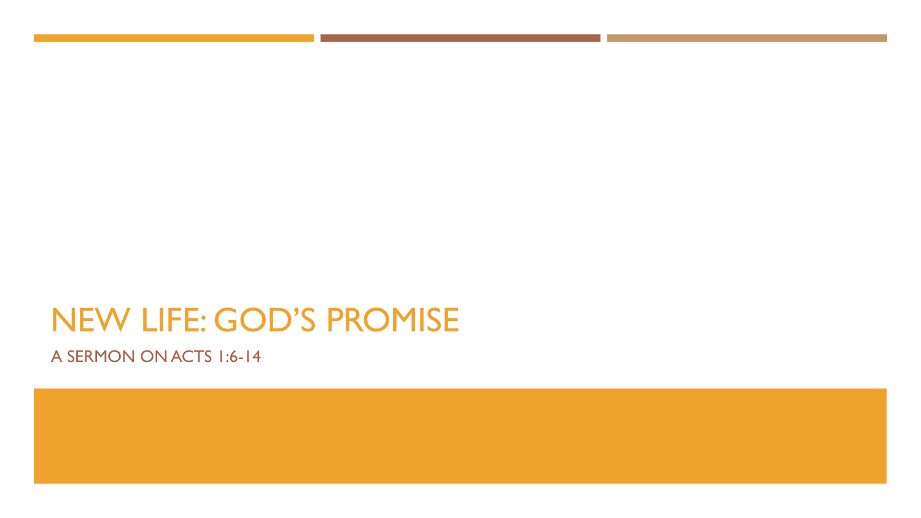# NEW LIFE: GOD'S PROMISE

A SERMON ON ACTS 1:6-14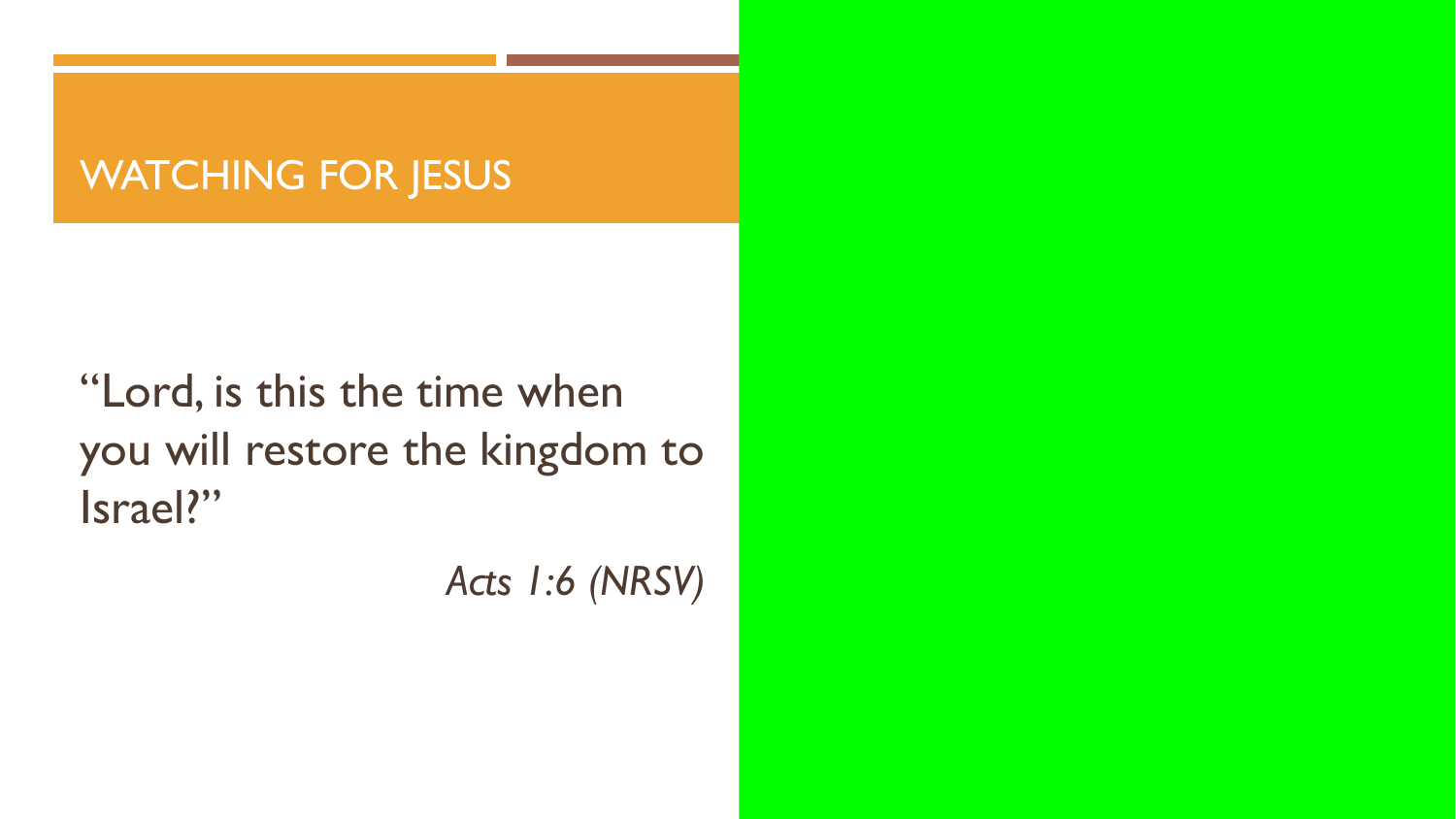# WATCHING FOR JESUS

"Lord, is this the time when you will restore the kingdom to Israel?"

*Acts 1:6 (NRSV)*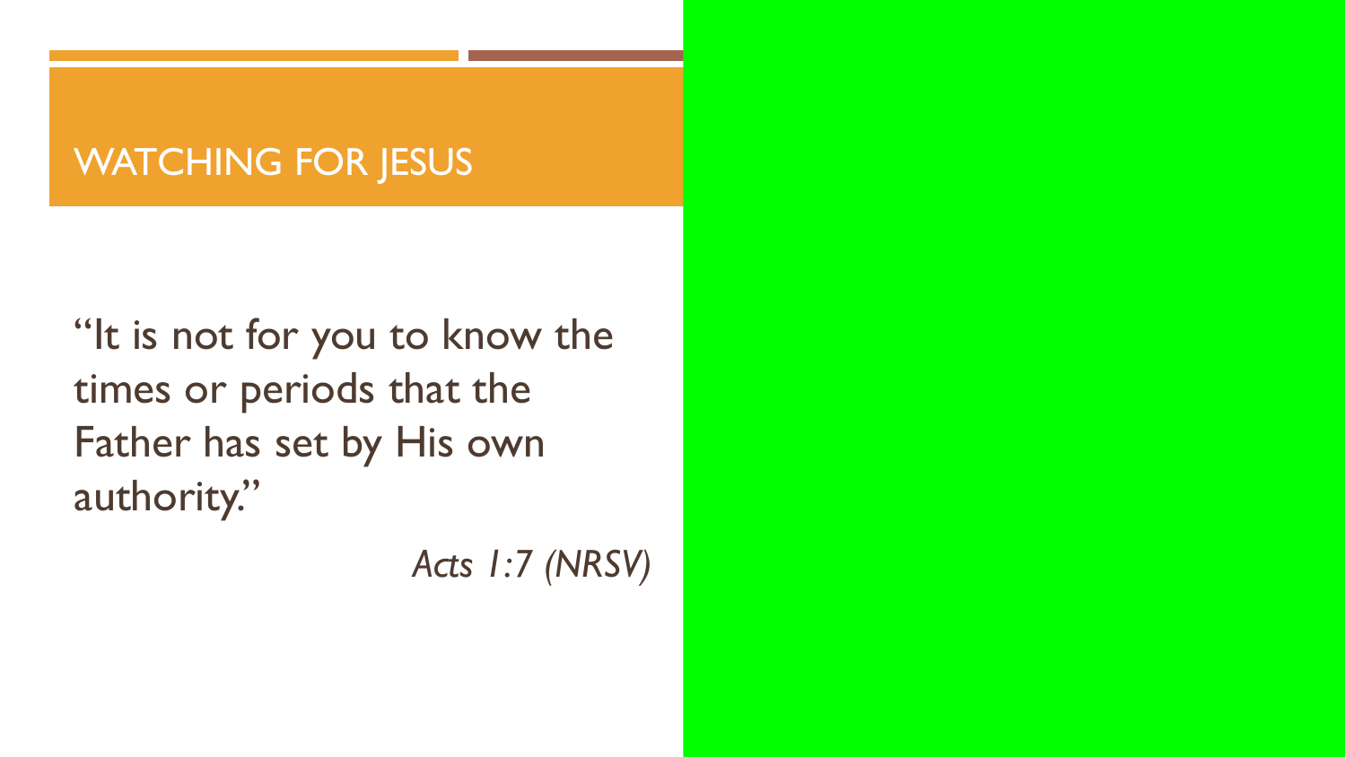# WATCHING FOR JESUS

"It is not for you to know the times or periods that the Father has set by His own authority."

*Acts 1:7 (NRSV)*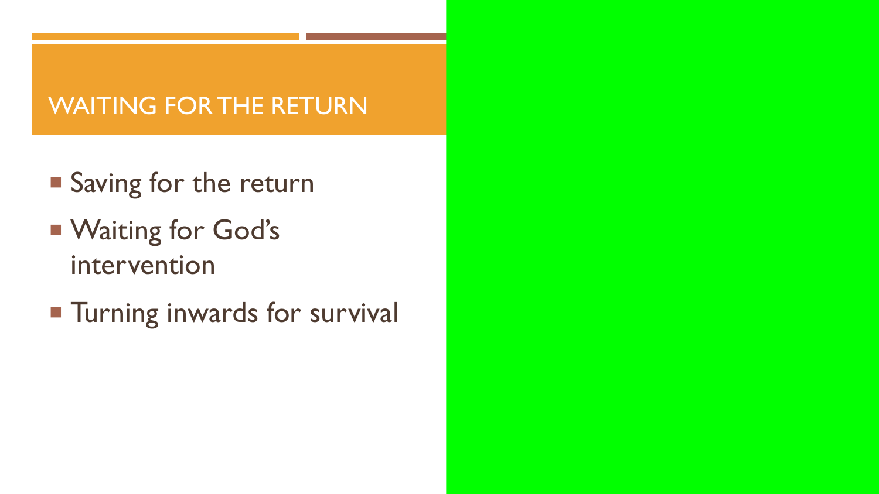## WAITING FOR THE RETURN

- Saving for the return
- Waiting for God's intervention
- Turning inwards for survival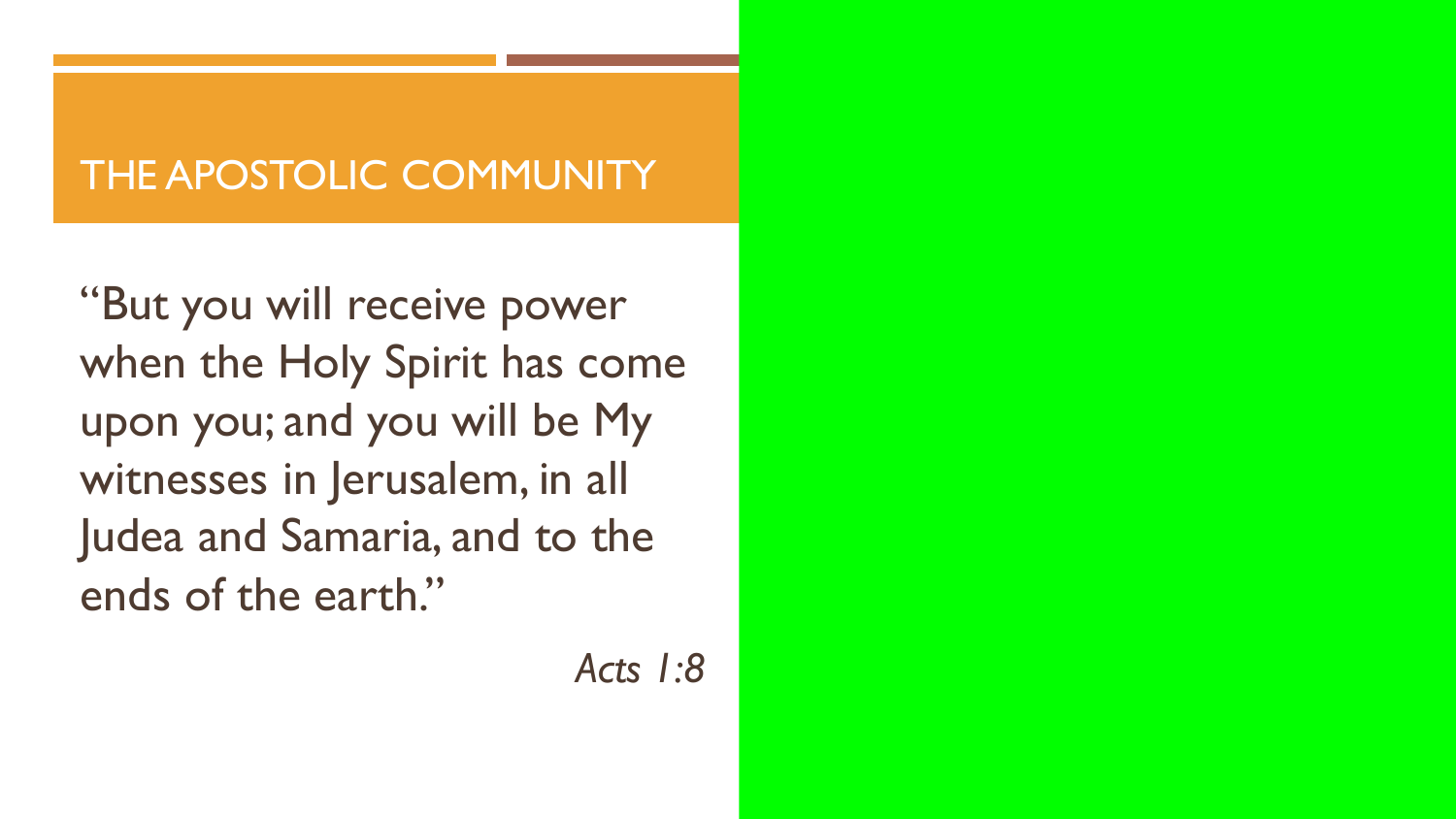# THE APOSTOLIC COMMUNITY

"But you will receive power when the Holy Spirit has come upon you; and you will be My witnesses in Jerusalem, in all Judea and Samaria, and to the ends of the earth."

*Acts 1:8*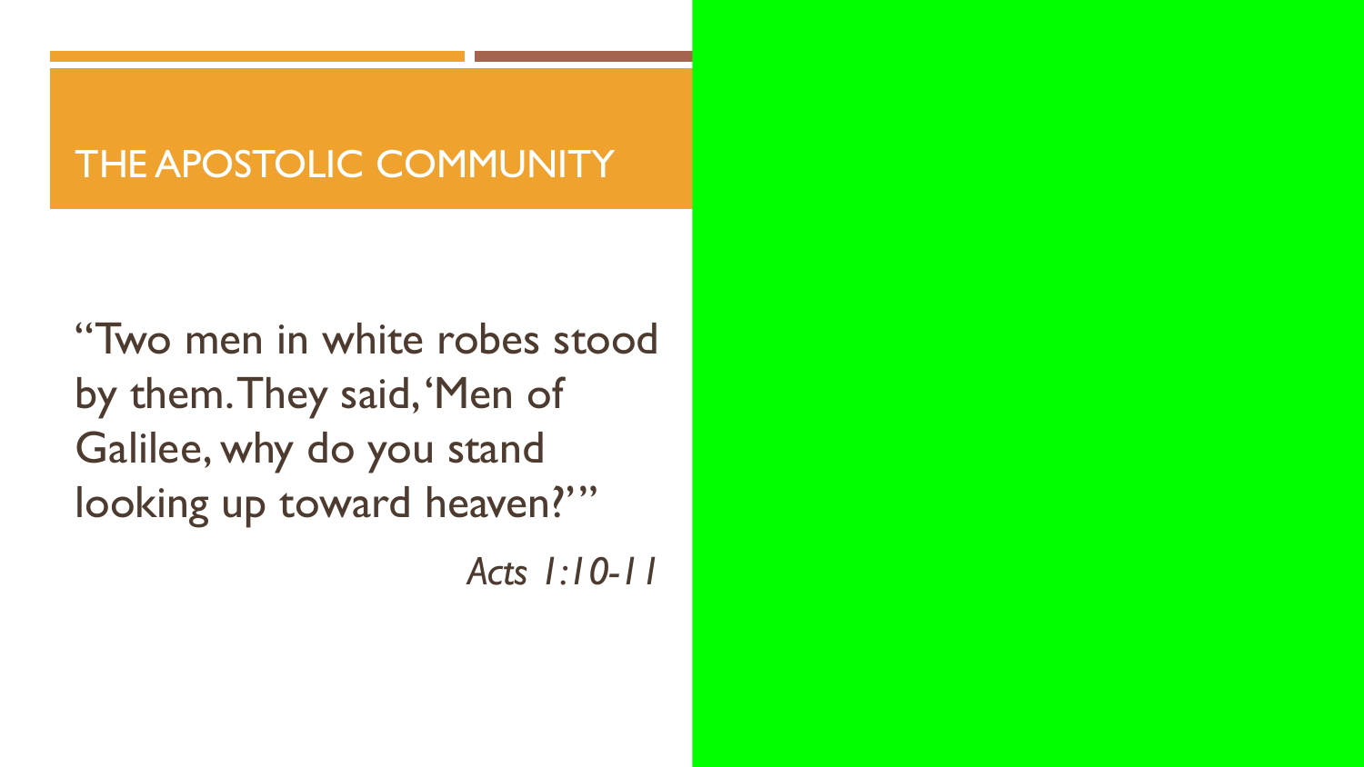# THE APOSTOLIC COMMUNITY

"Two men in white robes stood by them. They said, 'Men of Galilee, why do you stand looking up toward heaven?'"

*Acts 1:10-11*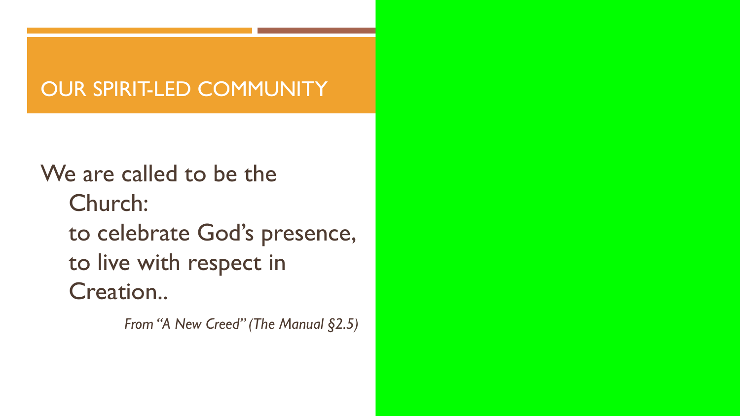# OUR SPIRIT-LED COMMUNITY

We are called to be the Church:
to celebrate God's presence,
to live with respect in Creation..

*From "A New Creed" (The Manual §2.5)*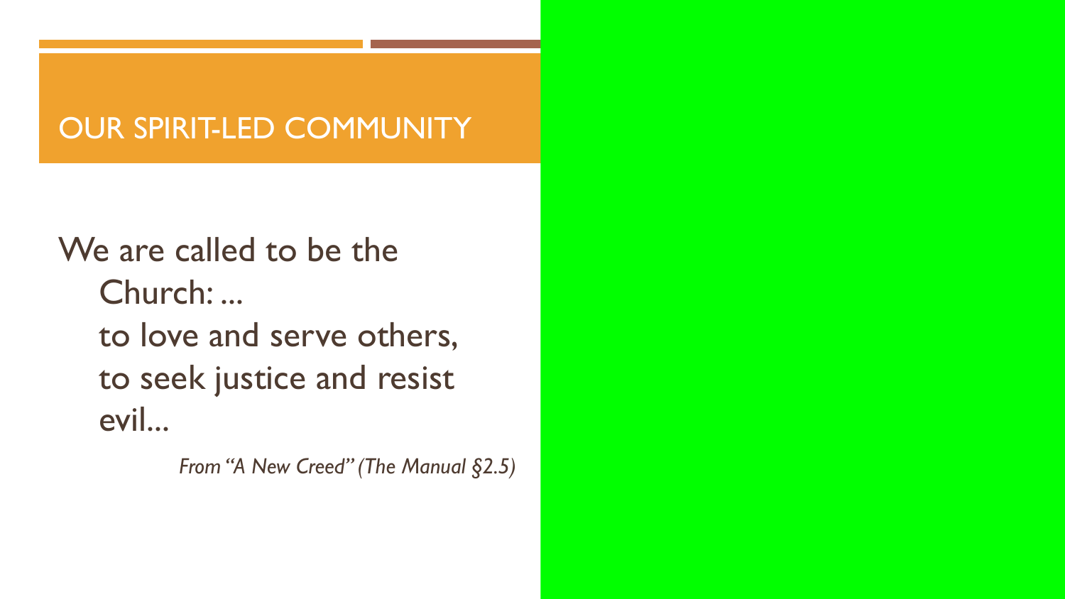# OUR SPIRIT-LED COMMUNITY

We are called to be the Church: ...
to love and serve others,
to seek justice and resist evil...

*From "A New Creed" (The Manual §2.5)*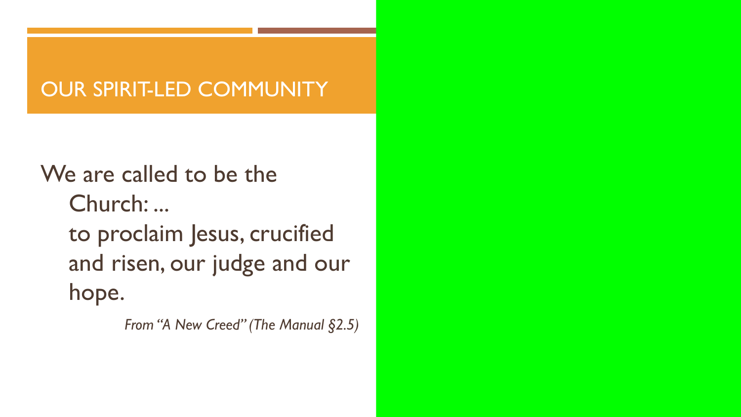# OUR SPIRIT-LED COMMUNITY

We are called to be the Church: ...
to proclaim Jesus, crucified and risen, our judge and our hope.

*From "A New Creed" (The Manual §2.5)*